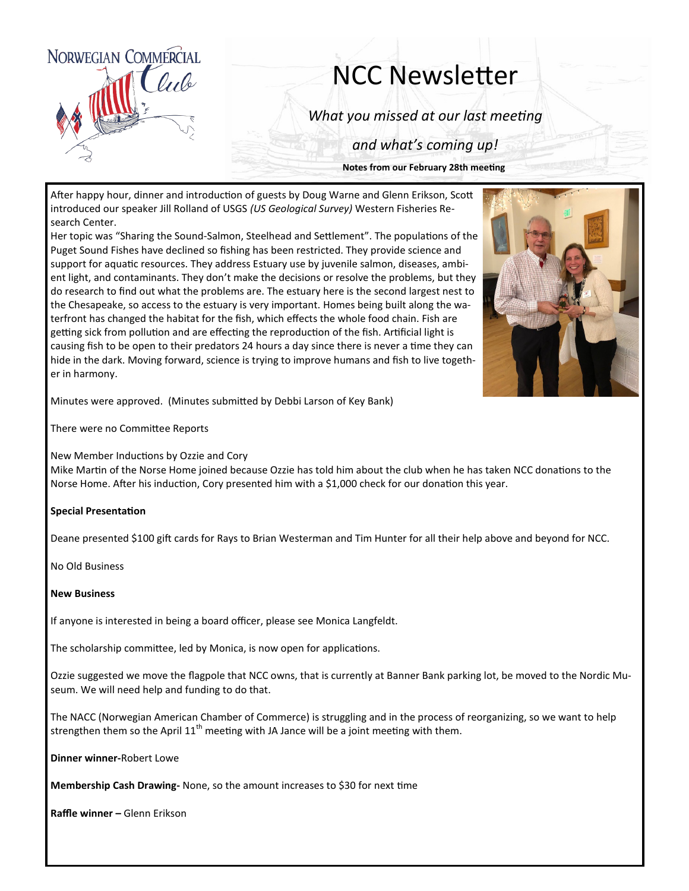NORWEGIAN COMMERCIAL Club

# NCC Newsletter

*What you missed at our last meeting*

*and what's coming up!*

**Notes from our February 28th meeting**

After happy hour, dinner and introduction of guests by Doug Warne and Glenn Erikson, Scott introduced our speaker Jill Rolland of USGS *(US Geological Survey)* Western Fisheries Research Center.

Her topic was "Sharing the Sound-Salmon, Steelhead and Settlement". The populations of the Puget Sound Fishes have declined so fishing has been restricted. They provide science and support for aquatic resources. They address Estuary use by juvenile salmon, diseases, ambient light, and contaminants. They don't make the decisions or resolve the problems, but they do research to find out what the problems are. The estuary here is the second largest nest to the Chesapeake, so access to the estuary is very important. Homes being built along the waterfront has changed the habitat for the fish, which effects the whole food chain. Fish are getting sick from pollution and are effecting the reproduction of the fish. Artificial light is causing fish to be open to their predators 24 hours a day since there is never a time they can hide in the dark. Moving forward, science is trying to improve humans and fish to live together in harmony.

Minutes were approved. (Minutes submitted by Debbi Larson of Key Bank)

There were no Committee Reports

New Member Inductions by Ozzie and Cory

Mike Martin of the Norse Home joined because Ozzie has told him about the club when he has taken NCC donations to the Norse Home. After his induction, Cory presented him with a $1,000 check for our donation this year.

**Special Presentation**

Deane presented $100 gift cards for Rays to Brian Westerman and Tim Hunter for all their help above and beyond for NCC.

No Old Business

**New Business**

If anyone is interested in being a board officer, please see Monica Langfeldt.

The scholarship committee, led by Monica, is now open for applications.

Ozzie suggested we move the flagpole that NCC owns, that is currently at Banner Bank parking lot, be moved to the Nordic Museum. We will need help and funding to do that.

The NACC (Norwegian American Chamber of Commerce) is struggling and in the process of reorganizing, so we want to help strengthen them so the April 11th meeting with JA Jance will be a joint meeting with them.

**Dinner winner-**Robert Lowe

**Membership Cash Drawing-** None, so the amount increases to $30 for next time

**Raffle winner –** Glenn Erikson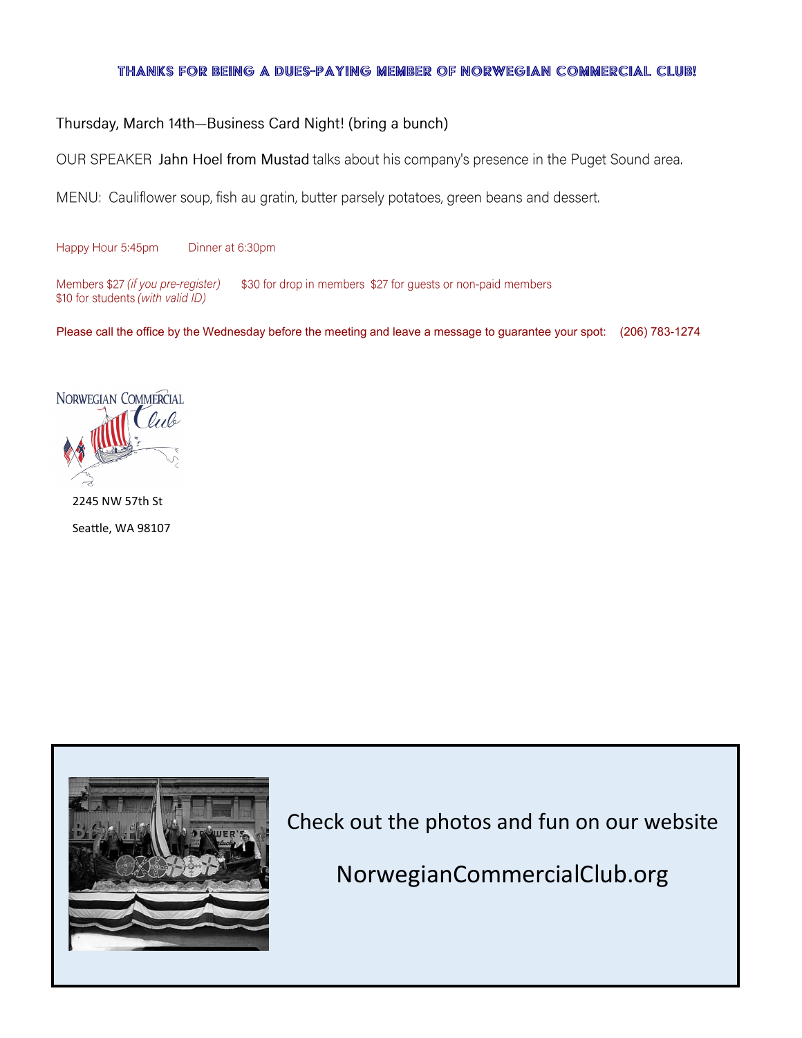### THANKS FOR BEING A DUES-PAYING MEMBER OF NORWEGIAN COMMERCIAL CLUB!

Thursday, March 14th—Business Card Night! (bring a bunch)

OUR SPEAKER Jahn Hoel from Mustad talks about his company's presence in the Puget Sound area.

MENU: Cauliflower soup, fish au gratin, butter parsely potatoes, green beans and dessert.

Happy Hour 5:45pm    Dinner at 6:30pm

Members $27 *(if you pre-register)*    $30 for drop in members  $27 for guests or non-paid members
$10 for students *(with valid ID)*

Please call the office by the Wednesday before the meeting and leave a message to guarantee your spot:  (206) 783-1274

Norwegian Commercial Club

2245 NW 57th St

Seattle, WA 98107

Check out the photos and fun on our website

NorwegianCommercialClub.org